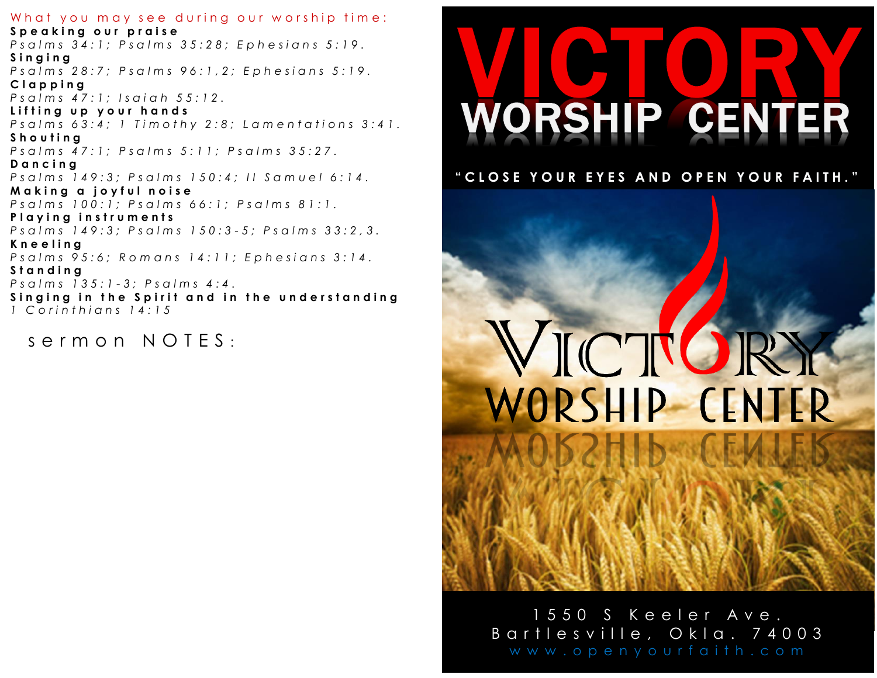What you may see during our worship time:

**Speaking our praise**
*Psalms 34:1; Psalms 35:28; Ephesians 5:19.*

**Singing**
*Psalms 28:7; Psalms 96:1,2; Ephesians 5:19.*

**Clapping**
*Psalms 47:1; Isaiah 55:12.*

**Lifting up your hands**
*Psalms 63:4; 1 Timothy 2:8; Lamentations 3:41.*

**Shouting**
*Psalms 47:1; Psalms 5:11; Psalms 35:27.*

**Dancing**
*Psalms 149:3; Psalms 150:4; II Samuel 6:14.*

**Making a joyful noise**
*Psalms 100:1; Psalms 66:1; Psalms 81:1.*

**Playing instruments**
*Psalms 149:3; Psalms 150:3-5; Psalms 33:2,3.*

**Kneeling**
*Psalms 95:6; Romans 14:11; Ephesians 3:14.*

**Standing**
*Psalms 135:1-3; Psalms 4:4.*

**Singing in the Spirit and in the understanding**
*1 Corinthians 14:15*

sermon NOTES:

# VICTORY WORSHIP CENTER

"CLOSE YOUR EYES AND OPEN YOUR FAITH."

VICTORY WORSHIP CENTER

1550 S Keeler Ave.
Bartlesville, Okla. 74003
www.openyourfaith.com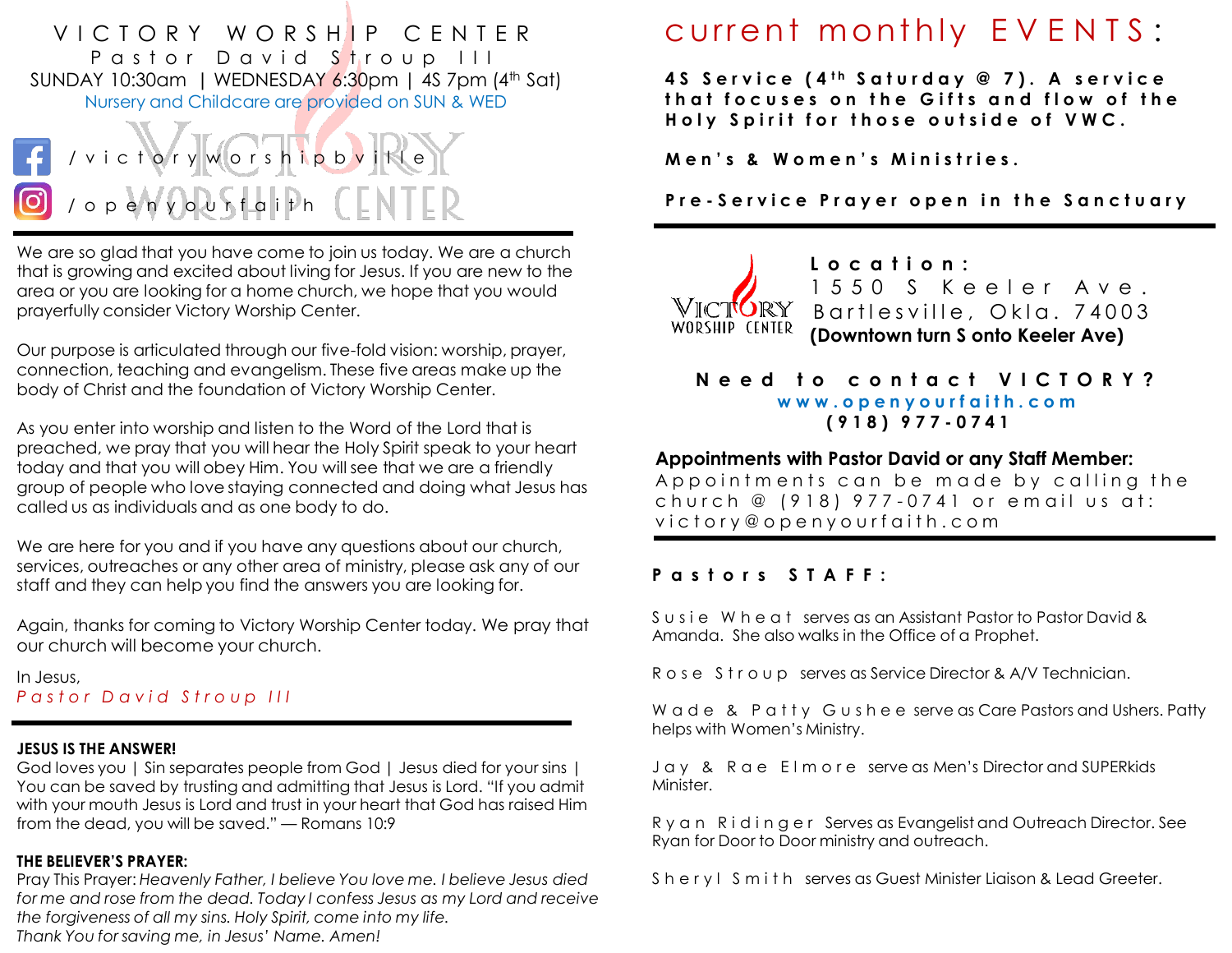# VICTORY WORSHIP CENTER

Pastor David Stroup III

SUNDAY 10:30am | WEDNESDAY 6:30pm | 4S 7pm (4th Sat)

Nursery and Childcare are provided on SUN & WED

/victoryworshipbville

/openyourfaith

We are so glad that you have come to join us today. We are a church that is growing and excited about living for Jesus. If you are new to the area or you are looking for a home church, we hope that you would prayerfully consider Victory Worship Center.

Our purpose is articulated through our five-fold vision: worship, prayer, connection, teaching and evangelism. These five areas make up the body of Christ and the foundation of Victory Worship Center.

As you enter into worship and listen to the Word of the Lord that is preached, we pray that you will hear the Holy Spirit speak to your heart today and that you will obey Him. You will see that we are a friendly group of people who love staying connected and doing what Jesus has called us as individuals and as one body to do.

We are here for you and if you have any questions about our church, services, outreaches or any other area of ministry, please ask any of our staff and they can help you find the answers you are looking for.

Again, thanks for coming to Victory Worship Center today. We pray that our church will become your church.

In Jesus,

*Pastor David Stroup III*

**JESUS IS THE ANSWER!**

God loves you | Sin separates people from God | Jesus died for your sins | You can be saved by trusting and admitting that Jesus is Lord. "If you admit with your mouth Jesus is Lord and trust in your heart that God has raised Him from the dead, you will be saved." — Romans 10:9

**THE BELIEVER'S PRAYER:**

Pray This Prayer: *Heavenly Father, I believe You love me. I believe Jesus died for me and rose from the dead. Today I confess Jesus as my Lord and receive the forgiveness of all my sins. Holy Spirit, come into my life. Thank You for saving me, in Jesus' Name. Amen!*

## current monthly EVENTS:

**4S Service (4th Saturday @ 7). A service that focuses on the Gifts and flow of the Holy Spirit for those outside of VWC.**

**Men's & Women's Ministries.**

**Pre-Service Prayer open in the Sanctuary**

**Location:**
1550 S Keeler Ave.
Bartlesville, Okla. 74003
**(Downtown turn S onto Keeler Ave)**

**Need to contact VICTORY?**
www.openyourfaith.com
**(918) 977-0741**

**Appointments with Pastor David or any Staff Member:**
Appointments can be made by calling the church @ (918) 977-0741 or email us at: victory@openyourfaith.com

## Pastors STAFF:

Susie Wheat serves as an Assistant Pastor to Pastor David & Amanda. She also walks in the Office of a Prophet.

Rose Stroup serves as Service Director & A/V Technician.

Wade & Patty Gushee serve as Care Pastors and Ushers. Patty helps with Women's Ministry.

Jay & Rae Elmore serve as Men's Director and SUPERkids Minister.

Ryan Ridinger Serves as Evangelist and Outreach Director. See Ryan for Door to Door ministry and outreach.

Sheryl Smith serves as Guest Minister Liaison & Lead Greeter.